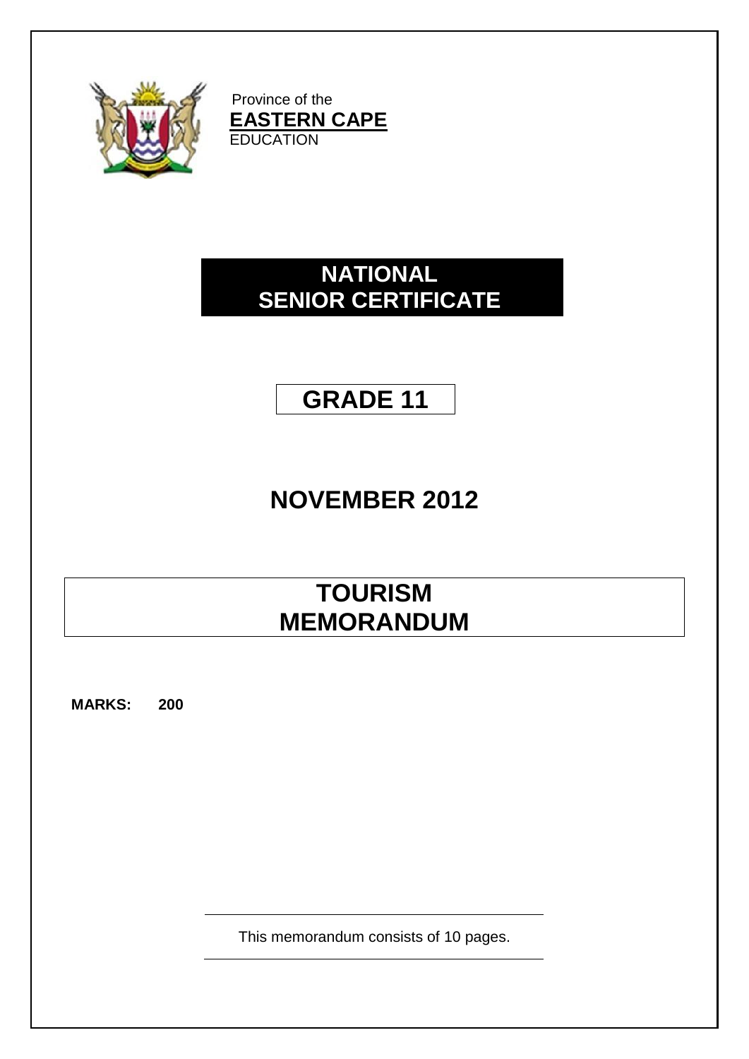Province of the
**EASTERN CAPE**
EDUCATION

# NATIONAL SENIOR CERTIFICATE

# GRADE 11

# NOVEMBER 2012

# TOURISM MEMORANDUM

**MARKS: 200**

This memorandum consists of 10 pages.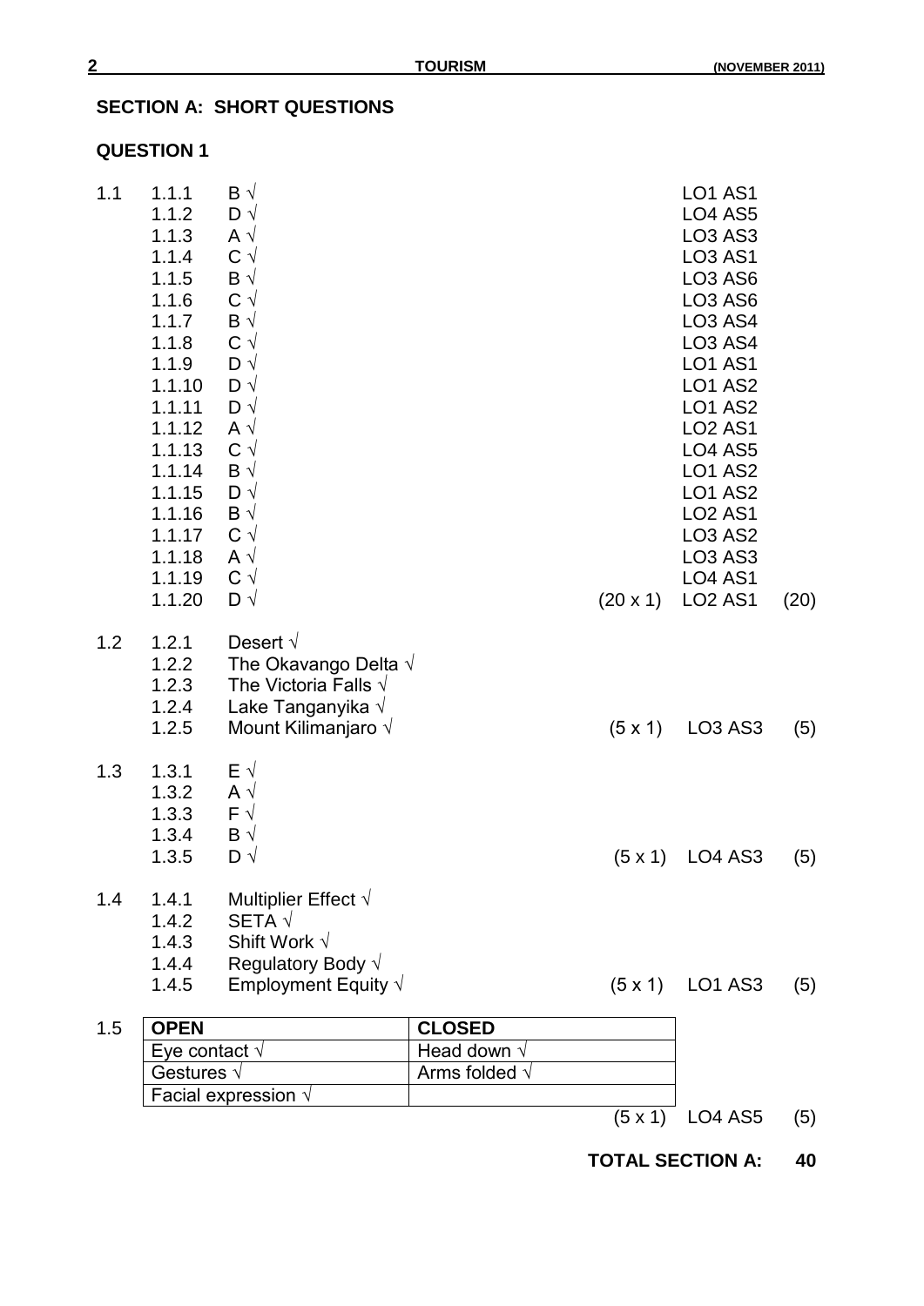## SECTION A: SHORT QUESTIONS

### QUESTION 1

| | | | | | |
|---|---|---|---|---|---|
| 1.1 | 1.1.1 | B √ | | LO1 AS1 | |
| | 1.1.2 | D √ | | LO4 AS5 | |
| | 1.1.3 | A √ | | LO3 AS3 | |
| | 1.1.4 | C √ | | LO3 AS1 | |
| | 1.1.5 | B √ | | LO3 AS6 | |
| | 1.1.6 | C √ | | LO3 AS6 | |
| | 1.1.7 | B √ | | LO3 AS4 | |
| | 1.1.8 | C √ | | LO3 AS4 | |
| | 1.1.9 | D √ | | LO1 AS1 | |
| | 1.1.10 | D √ | | LO1 AS2 | |
| | 1.1.11 | D √ | | LO1 AS2 | |
| | 1.1.12 | A √ | | LO2 AS1 | |
| | 1.1.13 | C √ | | LO4 AS5 | |
| | 1.1.14 | B √ | | LO1 AS2 | |
| | 1.1.15 | D √ | | LO1 AS2 | |
| | 1.1.16 | B √ | | LO2 AS1 | |
| | 1.1.17 | C √ | | LO3 AS2 | |
| | 1.1.18 | A √ | | LO3 AS3 | |
| | 1.1.19 | C √ | | LO4 AS1 | |
| | 1.1.20 | D √ | (20 x 1) | LO2 AS1 | (20) |

| | | | | | |
|---|---|---|---|---|---|
| 1.2 | 1.2.1 | Desert √ | | | |
| | 1.2.2 | The Okavango Delta √ | | | |
| | 1.2.3 | The Victoria Falls √ | | | |
| | 1.2.4 | Lake Tanganyika √ | | | |
| | 1.2.5 | Mount Kilimanjaro √ | (5 x 1) | LO3 AS3 | (5) |

| | | | | | |
|---|---|---|---|---|---|
| 1.3 | 1.3.1 | E √ | | | |
| | 1.3.2 | A √ | | | |
| | 1.3.3 | F √ | | | |
| | 1.3.4 | B √ | | | |
| | 1.3.5 | D √ | (5 x 1) | LO4 AS3 | (5) |

| | | | | | |
|---|---|---|---|---|---|
| 1.4 | 1.4.1 | Multiplier Effect √ | | | |
| | 1.4.2 | SETA √ | | | |
| | 1.4.3 | Shift Work √ | | | |
| | 1.4.4 | Regulatory Body √ | | | |
| | 1.4.5 | Employment Equity √ | (5 x 1) | LO1 AS3 | (5) |

1.5

| OPEN | CLOSED |
|---|---|
| Eye contact √ | Head down √ |
| Gestures √ | Arms folded √ |
| Facial expression √ | |

(5 x 1) LO4 AS5 (5)

**TOTAL SECTION A: 40**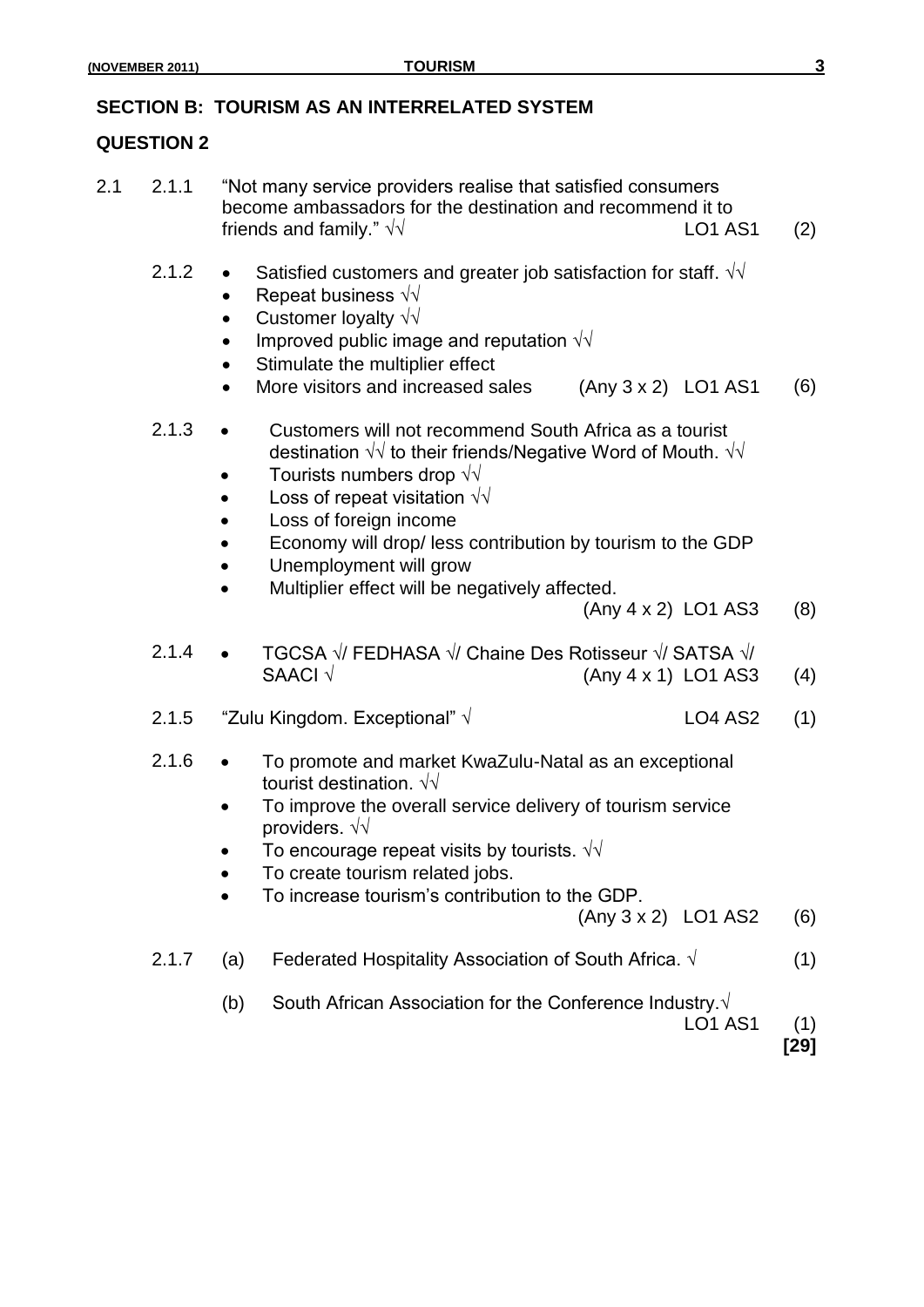## SECTION B: TOURISM AS AN INTERRELATED SYSTEM

### QUESTION 2

2.1 2.1.1 "Not many service providers realise that satisfied consumers become ambassadors for the destination and recommend it to friends and family." √√ LO1 AS1 (2)

2.1.2
- Satisfied customers and greater job satisfaction for staff. √√
- Repeat business √√
- Customer loyalty √√
- Improved public image and reputation √√
- Stimulate the multiplier effect
- More visitors and increased sales (Any 3 x 2) LO1 AS1 (6)

2.1.3
- Customers will not recommend South Africa as a tourist destination √√ to their friends/Negative Word of Mouth. √√
- Tourists numbers drop √√
- Loss of repeat visitation √√
- Loss of foreign income
- Economy will drop/ less contribution by tourism to the GDP
- Unemployment will grow
- Multiplier effect will be negatively affected.

(Any 4 x 2) LO1 AS3 (8)

2.1.4
- TGCSA √/ FEDHASA √/ Chaine Des Rotisseur √/ SATSA √/ SAACI √ (Any 4 x 1) LO1 AS3 (4)

2.1.5 "Zulu Kingdom. Exceptional" √ LO4 AS2 (1)

2.1.6
- To promote and market KwaZulu-Natal as an exceptional tourist destination. √√
- To improve the overall service delivery of tourism service providers. √√
- To encourage repeat visits by tourists. √√
- To create tourism related jobs.
- To increase tourism's contribution to the GDP.

(Any 3 x 2) LO1 AS2 (6)

2.1.7 (a) Federated Hospitality Association of South Africa. √ (1)

(b) South African Association for the Conference Industry.√ LO1 AS1 (1)

**[29]**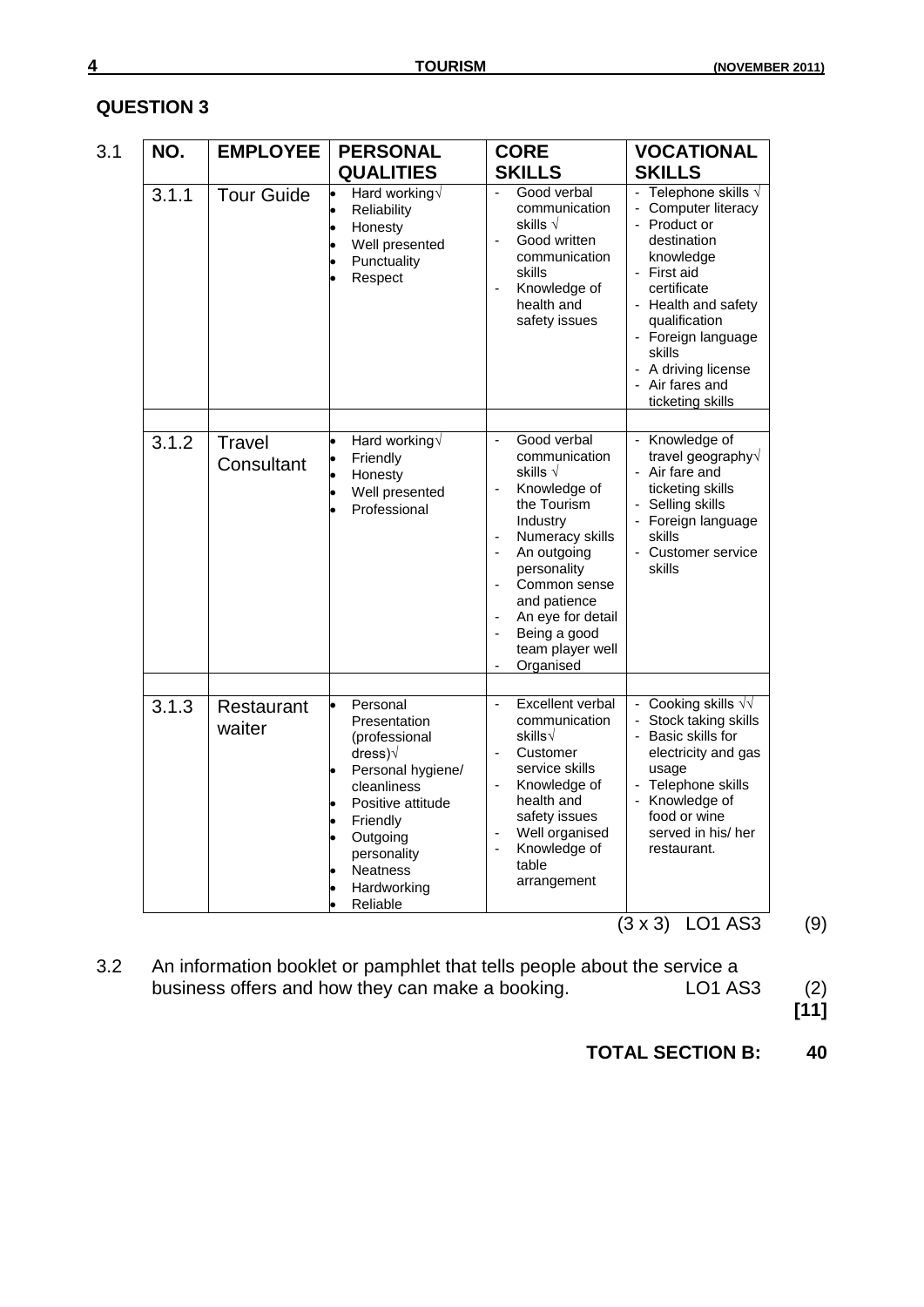## QUESTION 3

3.1

| NO. | EMPLOYEE | PERSONAL QUALITIES | CORE SKILLS | VOCATIONAL SKILLS |
|---|---|---|---|---|
| 3.1.1 | Tour Guide | • Hard working√<br>• Reliability<br>• Honesty<br>• Well presented<br>• Punctuality<br>• Respect | - Good verbal communication skills √<br>- Good written communication skills<br>- Knowledge of health and safety issues | - Telephone skills √<br>- Computer literacy<br>- Product or destination knowledge<br>- First aid certificate<br>- Health and safety qualification<br>- Foreign language skills<br>- A driving license<br>- Air fares and ticketing skills |
| 3.1.2 | Travel Consultant | • Hard working√<br>• Friendly<br>• Honesty<br>• Well presented<br>• Professional | - Good verbal communication skills √<br>- Knowledge of the Tourism Industry<br>- Numeracy skills<br>- An outgoing personality<br>- Common sense and patience<br>- An eye for detail<br>- Being a good team player well<br>- Organised | - Knowledge of travel geography√<br>- Air fare and ticketing skills<br>- Selling skills<br>- Foreign language skills<br>- Customer service skills |
| 3.1.3 | Restaurant waiter | • Personal Presentation (professional dress)√<br>• Personal hygiene/ cleanliness<br>• Positive attitude<br>• Friendly<br>• Outgoing personality<br>• Neatness<br>• Hardworking<br>• Reliable | - Excellent verbal communication skills√<br>- Customer service skills<br>- Knowledge of health and safety issues<br>- Well organised<br>- Knowledge of table arrangement | - Cooking skills √√<br>- Stock taking skills<br>- Basic skills for electricity and gas usage<br>- Telephone skills<br>- Knowledge of food or wine served in his/ her restaurant. |

(3 x 3) LO1 AS3 (9)

3.2 An information booklet or pamphlet that tells people about the service a business offers and how they can make a booking. LO1 AS3 (2)

**[11]**

**TOTAL SECTION B: 40**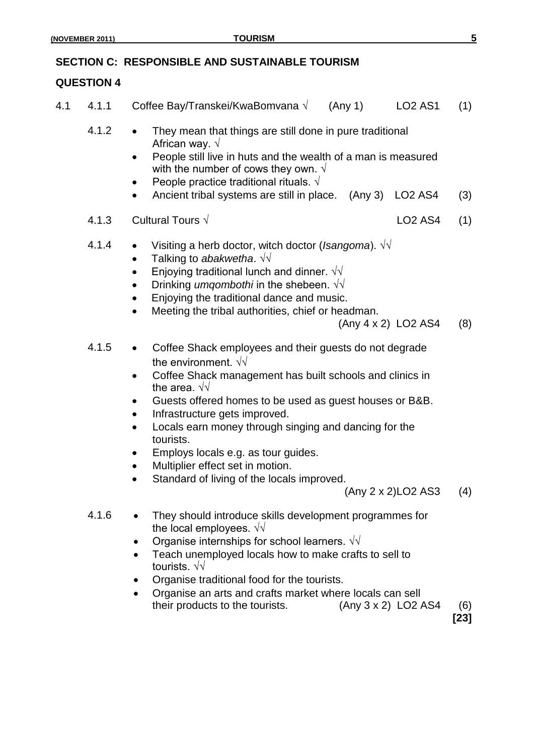## SECTION C: RESPONSIBLE AND SUSTAINABLE TOURISM

### QUESTION 4

4.1

4.1.1 Coffee Bay/Transkei/KwaBomvana √ (Any 1) LO2 AS1 (1)

4.1.2
- They mean that things are still done in pure traditional African way. √
- People still live in huts and the wealth of a man is measured with the number of cows they own. √
- People practice traditional rituals. √
- Ancient tribal systems are still in place. (Any 3) LO2 AS4 (3)

4.1.3 Cultural Tours √ LO2 AS4 (1)

4.1.4
- Visiting a herb doctor, witch doctor (*Isangoma*). √√
- Talking to *abakwetha*. √√
- Enjoying traditional lunch and dinner. √√
- Drinking *umqombothi* in the shebeen. √√
- Enjoying the traditional dance and music.
- Meeting the tribal authorities, chief or headman.

(Any 4 x 2) LO2 AS4 (8)

4.1.5
- Coffee Shack employees and their guests do not degrade the environment. √√
- Coffee Shack management has built schools and clinics in the area. √√
- Guests offered homes to be used as guest houses or B&B.
- Infrastructure gets improved.
- Locals earn money through singing and dancing for the tourists.
- Employs locals e.g. as tour guides.
- Multiplier effect set in motion.
- Standard of living of the locals improved.

(Any 2 x 2)LO2 AS3 (4)

4.1.6
- They should introduce skills development programmes for the local employees. √√
- Organise internships for school learners. √√
- Teach unemployed locals how to make crafts to sell to tourists. √√
- Organise traditional food for the tourists.
- Organise an arts and crafts market where locals can sell their products to the tourists. (Any 3 x 2) LO2 AS4 (6)

**[23]**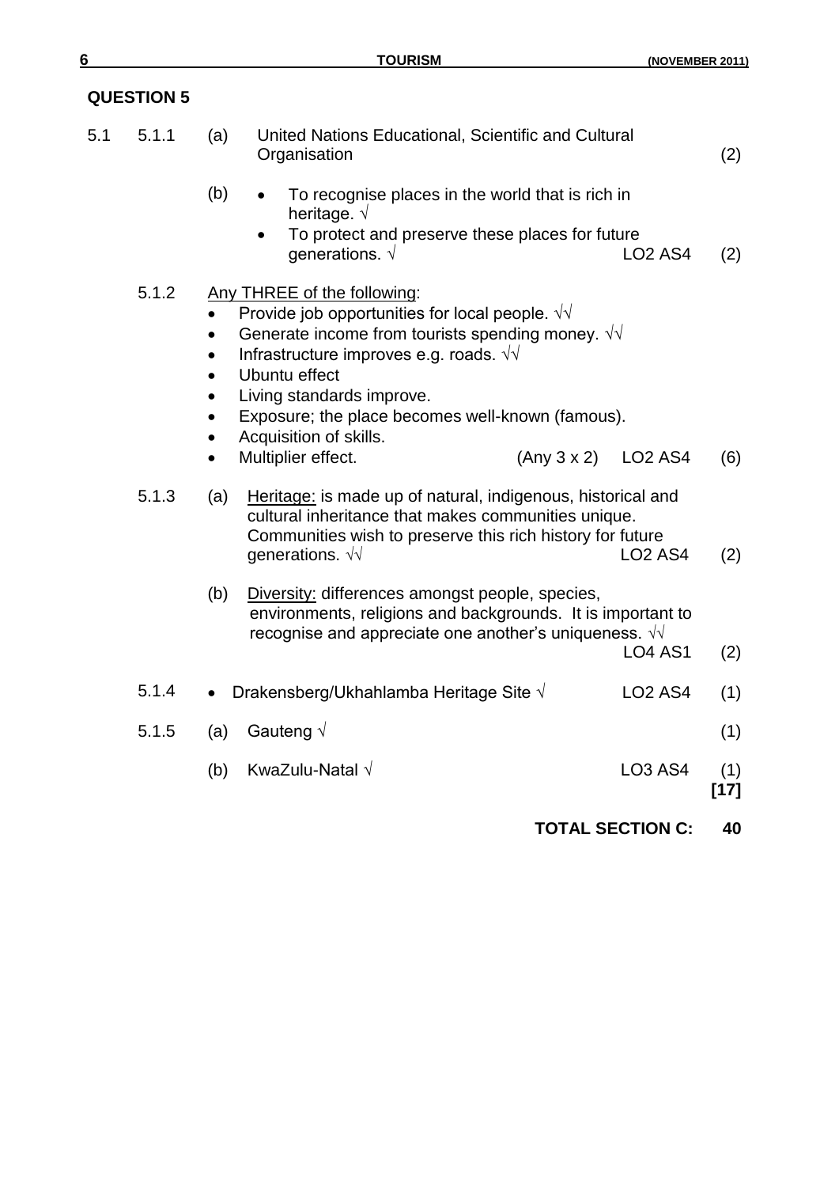## QUESTION 5

5.1 5.1.1 (a) United Nations Educational, Scientific and Cultural Organisation (2)

(b)
- To recognise places in the world that is rich in heritage. √
- To protect and preserve these places for future generations. √ LO2 AS4 (2)

5.1.2 Any THREE of the following:
- Provide job opportunities for local people. √√
- Generate income from tourists spending money. √√
- Infrastructure improves e.g. roads. √√
- Ubuntu effect
- Living standards improve.
- Exposure; the place becomes well-known (famous).
- Acquisition of skills.
- Multiplier effect. (Any 3 x 2) LO2 AS4 (6)

5.1.3 (a) Heritage: is made up of natural, indigenous, historical and cultural inheritance that makes communities unique. Communities wish to preserve this rich history for future generations. √√ LO2 AS4 (2)

(b) Diversity: differences amongst people, species, environments, religions and backgrounds. It is important to recognise and appreciate one another's uniqueness. √√ LO4 AS1 (2)

5.1.4
- Drakensberg/Ukhahlamba Heritage Site √ LO2 AS4 (1)

5.1.5 (a) Gauteng √ (1)

(b) KwaZulu-Natal √ LO3 AS4 (1)
**[17]**

**TOTAL SECTION C: 40**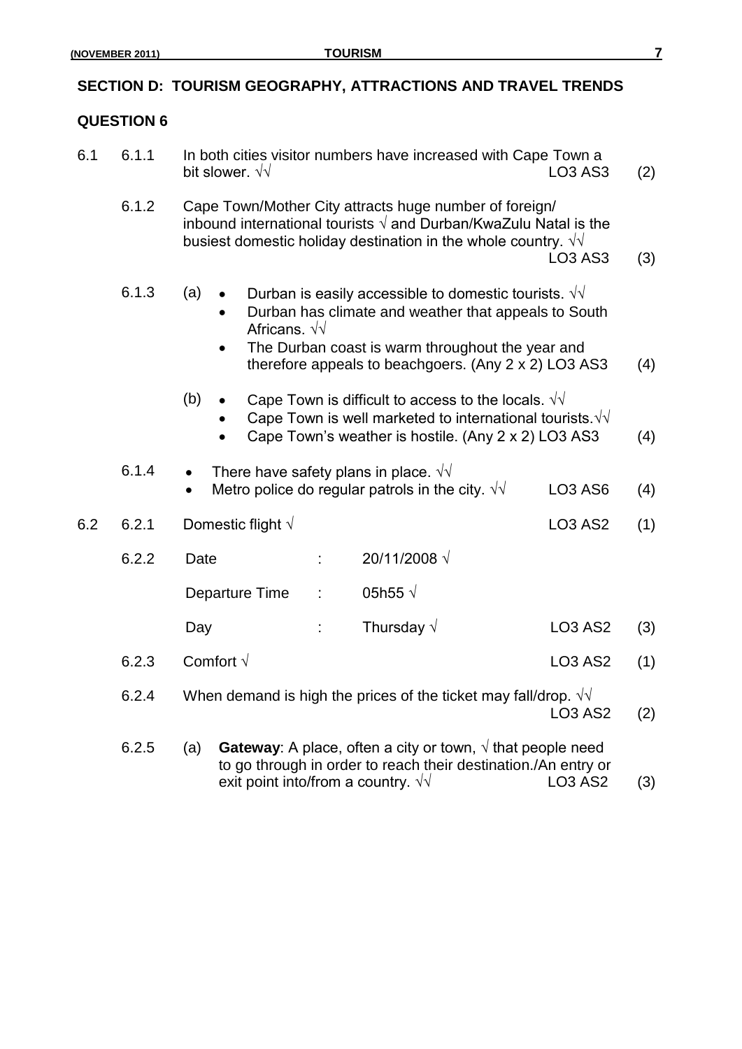## SECTION D: TOURISM GEOGRAPHY, ATTRACTIONS AND TRAVEL TRENDS

### QUESTION 6

6.1

6.1.1 In both cities visitor numbers have increased with Cape Town a bit slower. √√ LO3 AS3 (2)

6.1.2 Cape Town/Mother City attracts huge number of foreign/ inbound international tourists √ and Durban/KwaZulu Natal is the busiest domestic holiday destination in the whole country. √√ LO3 AS3 (3)

6.1.3 (a)
- Durban is easily accessible to domestic tourists. √√
- Durban has climate and weather that appeals to South Africans. √√
- The Durban coast is warm throughout the year and therefore appeals to beachgoers. (Any 2 x 2) LO3 AS3 (4)

(b)
- Cape Town is difficult to access to the locals. √√
- Cape Town is well marketed to international tourists.√√
- Cape Town's weather is hostile. (Any 2 x 2) LO3 AS3 (4)

6.1.4
- There have safety plans in place. √√
- Metro police do regular patrols in the city. √√ LO3 AS6 (4)

6.2

6.2.1 Domestic flight √ LO3 AS2 (1)

6.2.2

| | | | | |
|---|---|---|---|---|
| Date | : | 20/11/2008 √ | | |
| Departure Time | : | 05h55 √ | | |
| Day | : | Thursday √ | LO3 AS2 | (3) |

6.2.3 Comfort √ LO3 AS2 (1)

6.2.4 When demand is high the prices of the ticket may fall/drop. √√ LO3 AS2 (2)

6.2.5 (a) **Gateway**: A place, often a city or town, √ that people need to go through in order to reach their destination./An entry or exit point into/from a country. √√ LO3 AS2 (3)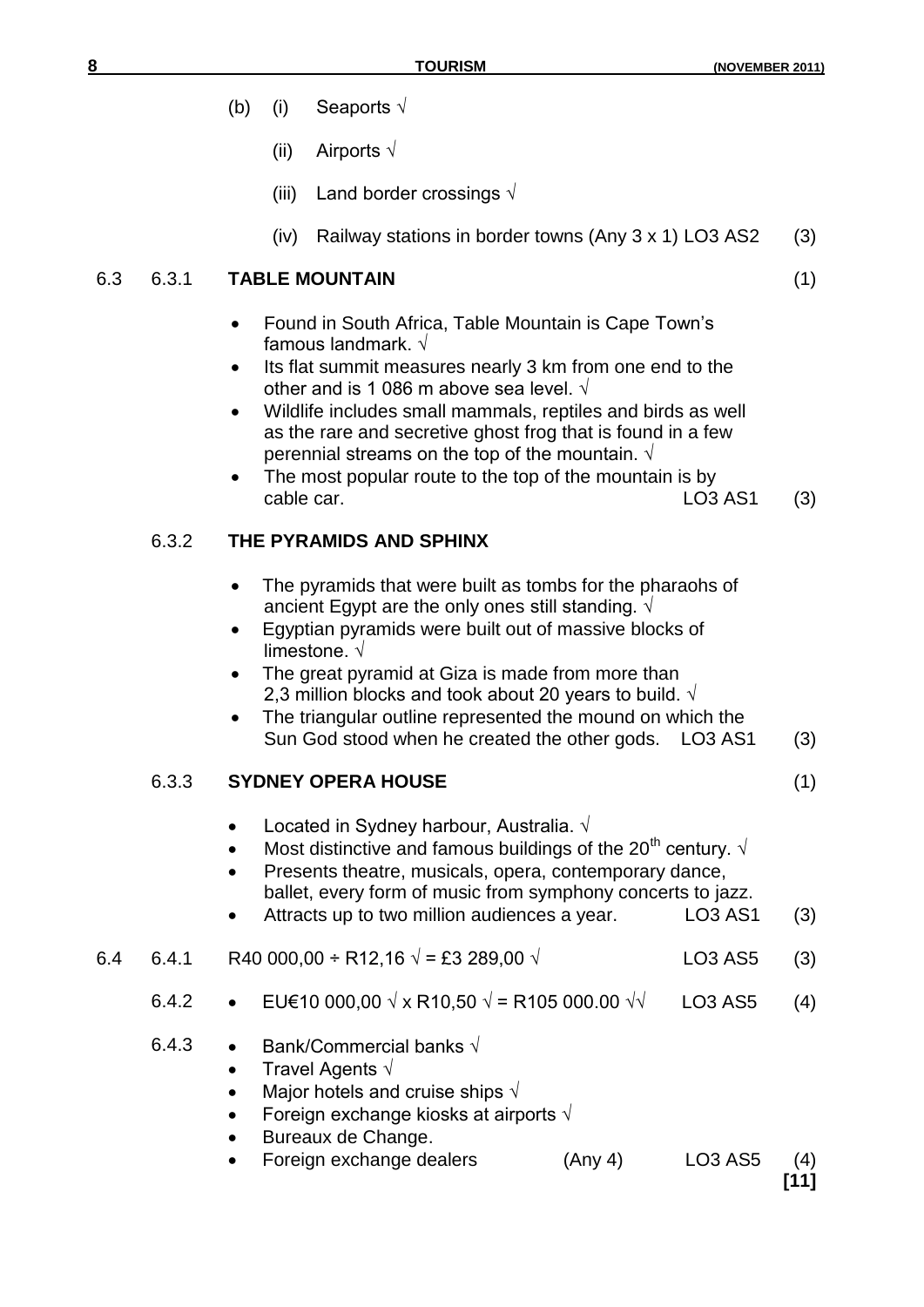(b) (i) Seaports √

(ii) Airports √

(iii) Land border crossings √

(iv) Railway stations in border towns (Any 3 x 1) LO3 AS2 (3)

6.3 6.3.1 **TABLE MOUNTAIN** (1)

- Found in South Africa, Table Mountain is Cape Town's famous landmark. √
- Its flat summit measures nearly 3 km from one end to the other and is 1 086 m above sea level. √
- Wildlife includes small mammals, reptiles and birds as well as the rare and secretive ghost frog that is found in a few perennial streams on the top of the mountain. √
- The most popular route to the top of the mountain is by cable car. LO3 AS1 (3)

6.3.2 **THE PYRAMIDS AND SPHINX**

- The pyramids that were built as tombs for the pharaohs of ancient Egypt are the only ones still standing. √
- Egyptian pyramids were built out of massive blocks of limestone. √
- The great pyramid at Giza is made from more than 2,3 million blocks and took about 20 years to build. √
- The triangular outline represented the mound on which the Sun God stood when he created the other gods. LO3 AS1 (3)

6.3.3 **SYDNEY OPERA HOUSE** (1)

- Located in Sydney harbour, Australia. √
- Most distinctive and famous buildings of the 20th century. √
- Presents theatre, musicals, opera, contemporary dance, ballet, every form of music from symphony concerts to jazz.
- Attracts up to two million audiences a year. LO3 AS1 (3)

6.4 6.4.1 R40 000,00 ÷ R12,16 √ = £3 289,00 √ LO3 AS5 (3)

6.4.2 • EU€10 000,00 √ x R10,50 √ = R105 000.00 √√ LO3 AS5 (4)

6.4.3
- Bank/Commercial banks √
- Travel Agents √
- Major hotels and cruise ships √
- Foreign exchange kiosks at airports √
- Bureaux de Change.
- Foreign exchange dealers (Any 4) LO3 AS5 (4)

**[11]**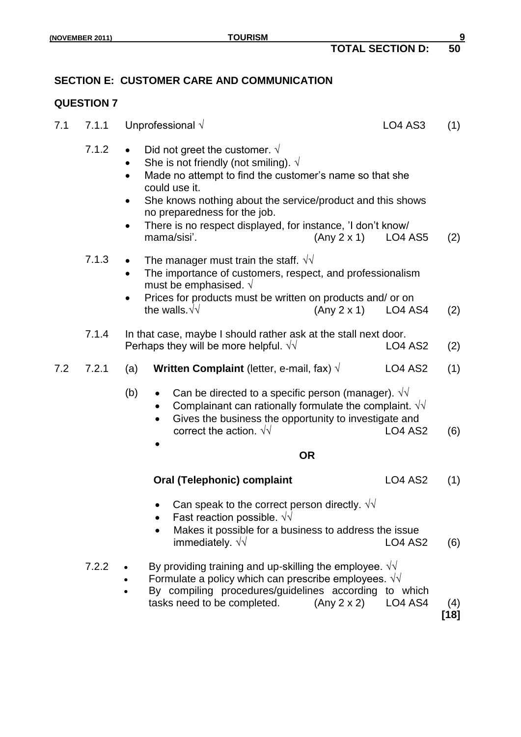**TOTAL SECTION D: 50**

## SECTION E: CUSTOMER CARE AND COMMUNICATION

### QUESTION 7

7.1 7.1.1 Unprofessional √ LO4 AS3 (1)

7.1.2
- Did not greet the customer. √
- She is not friendly (not smiling). √
- Made no attempt to find the customer's name so that she could use it.
- She knows nothing about the service/product and this shows no preparedness for the job.
- There is no respect displayed, for instance, 'I don't know/ mama/sisi'. (Any 2 x 1) LO4 AS5 (2)

7.1.3
- The manager must train the staff. √√
- The importance of customers, respect, and professionalism must be emphasised. √
- Prices for products must be written on products and/ or on the walls.√√ (Any 2 x 1) LO4 AS4 (2)

7.1.4 In that case, maybe I should rather ask at the stall next door. Perhaps they will be more helpful. √√ LO4 AS2 (2)

7.2 7.2.1 (a) **Written Complaint** (letter, e-mail, fax) √ LO4 AS2 (1)

(b)
- Can be directed to a specific person (manager). √√
- Complainant can rationally formulate the complaint. √√
- Gives the business the opportunity to investigate and correct the action. √√ LO4 AS2 (6)
- 

**OR**

**Oral (Telephonic) complaint** LO4 AS2 (1)

- Can speak to the correct person directly. √√
- Fast reaction possible. √√
- Makes it possible for a business to address the issue immediately. √√ LO4 AS2 (6)

7.2.2
- By providing training and up-skilling the employee. √√
- Formulate a policy which can prescribe employees. √√
- By compiling procedures/guidelines according to which tasks need to be completed. (Any 2 x 2) LO4 AS4 (4)

**[18]**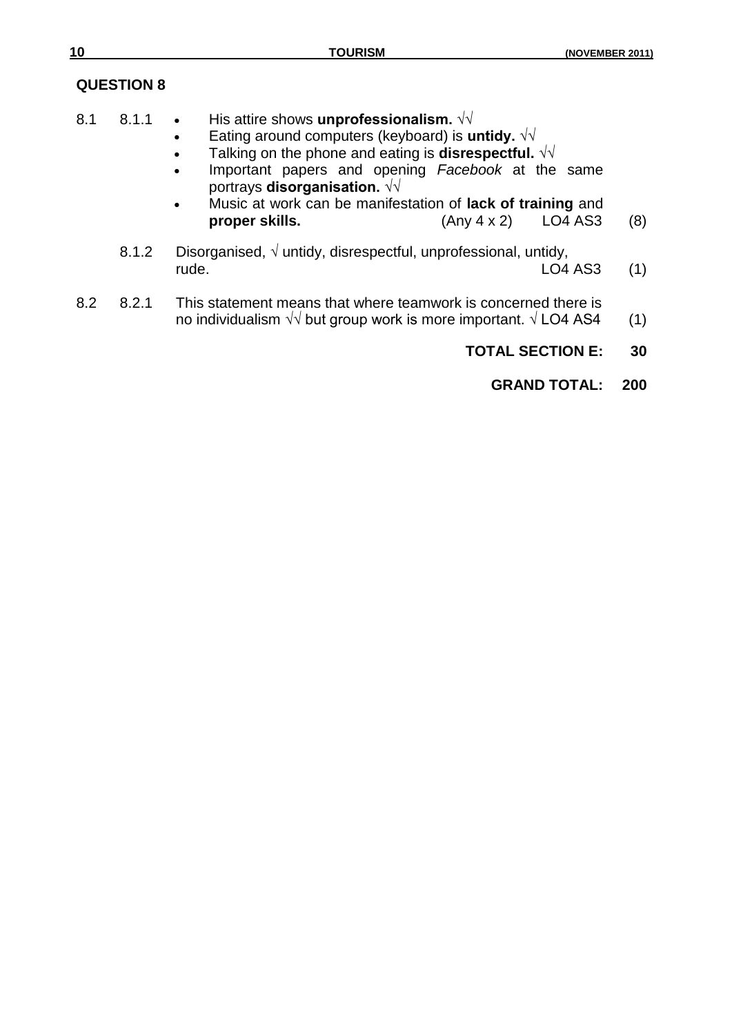## QUESTION 8

8.1 8.1.1

- His attire shows **unprofessionalism.** √√
- Eating around computers (keyboard) is **untidy.** √√
- Talking on the phone and eating is **disrespectful.** √√
- Important papers and opening *Facebook* at the same portrays **disorganisation.** √√
- Music at work can be manifestation of **lack of training** and **proper skills.** (Any 4 x 2) LO4 AS3 (8)

8.1.2 Disorganised, √ untidy, disrespectful, unprofessional, untidy, rude. LO4 AS3 (1)

8.2 8.2.1 This statement means that where teamwork is concerned there is no individualism √√ but group work is more important. √ LO4 AS4 (1)

**TOTAL SECTION E: 30**

**GRAND TOTAL: 200**